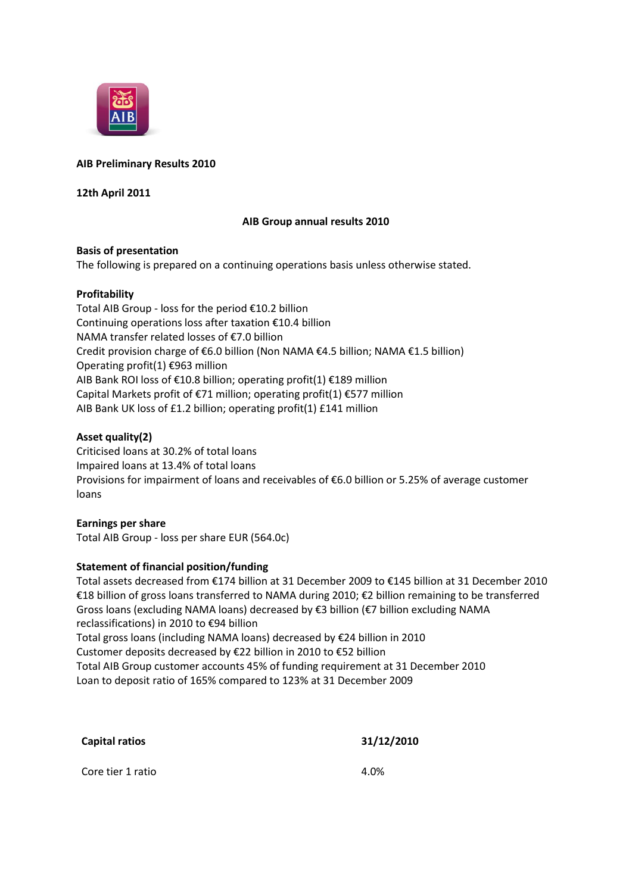**AIB Preliminary Results 2010**

**12th April 2011**

**AIB Group annual results 2010**

**Basis of presentation**

The following is prepared on a continuing operations basis unless otherwise stated.

**Profitability**

Total AIB Group - loss for the period €10.2 billion
Continuing operations loss after taxation €10.4 billion
NAMA transfer related losses of €7.0 billion
Credit provision charge of €6.0 billion (Non NAMA €4.5 billion; NAMA €1.5 billion)
Operating profit(1) €963 million
AIB Bank ROI loss of €10.8 billion; operating profit(1) €189 million
Capital Markets profit of €71 million; operating profit(1) €577 million
AIB Bank UK loss of £1.2 billion; operating profit(1) £141 million

**Asset quality(2)**

Criticised loans at 30.2% of total loans
Impaired loans at 13.4% of total loans
Provisions for impairment of loans and receivables of €6.0 billion or 5.25% of average customer loans

**Earnings per share**

Total AIB Group - loss per share EUR (564.0c)

**Statement of financial position/funding**

Total assets decreased from €174 billion at 31 December 2009 to €145 billion at 31 December 2010
€18 billion of gross loans transferred to NAMA during 2010; €2 billion remaining to be transferred
Gross loans (excluding NAMA loans) decreased by €3 billion (€7 billion excluding NAMA reclassifications) in 2010 to €94 billion
Total gross loans (including NAMA loans) decreased by €24 billion in 2010
Customer deposits decreased by €22 billion in 2010 to €52 billion
Total AIB Group customer accounts 45% of funding requirement at 31 December 2010
Loan to deposit ratio of 165% compared to 123% at 31 December 2009

| **Capital ratios** | **31/12/2010** |
| --- | --- |
| Core tier 1 ratio | 4.0% |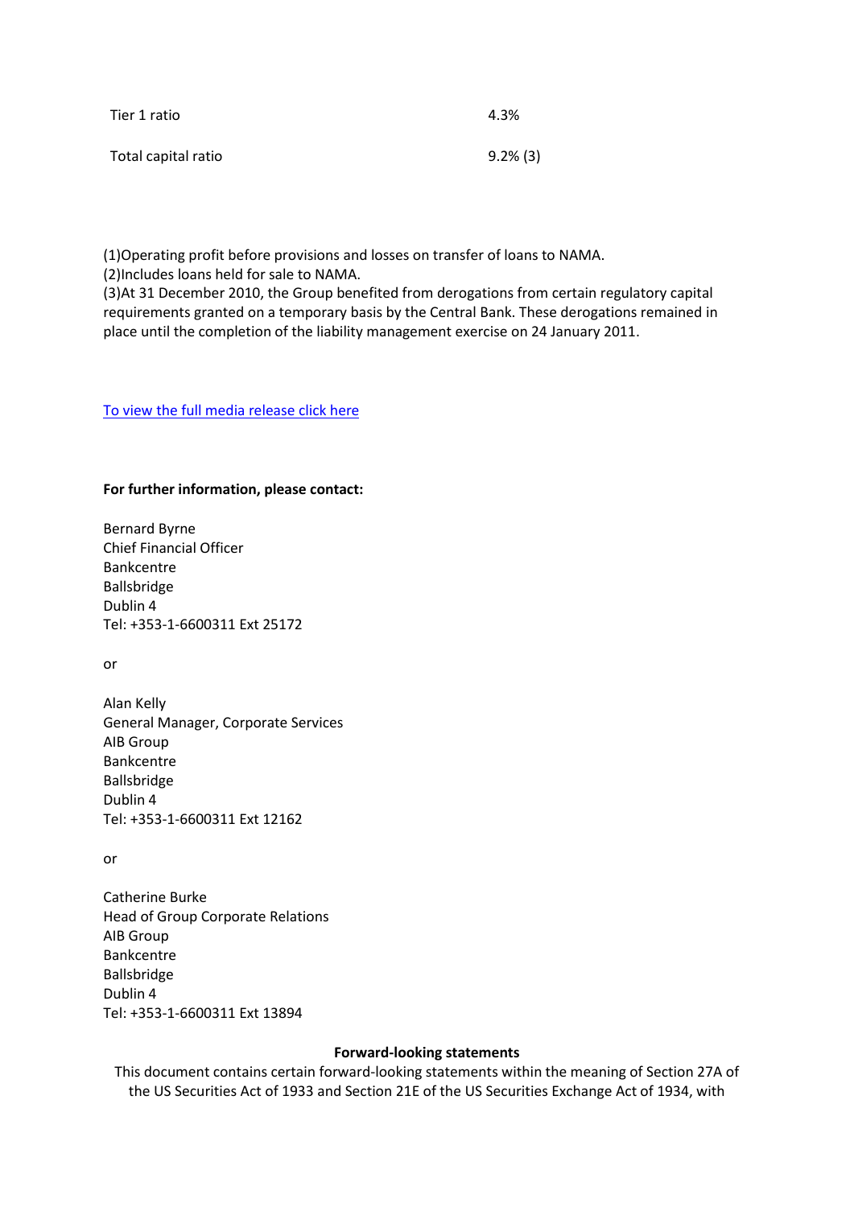| | |
|---|---|
| Tier 1 ratio | 4.3% |
| Total capital ratio | 9.2% (3) |

(1)Operating profit before provisions and losses on transfer of loans to NAMA.
(2)Includes loans held for sale to NAMA.
(3)At 31 December 2010, the Group benefited from derogations from certain regulatory capital requirements granted on a temporary basis by the Central Bank. These derogations remained in place until the completion of the liability management exercise on 24 January 2011.

To view the full media release click here

**For further information, please contact:**

Bernard Byrne
Chief Financial Officer
Bankcentre
Ballsbridge
Dublin 4
Tel: +353-1-6600311 Ext 25172

or

Alan Kelly
General Manager, Corporate Services
AIB Group
Bankcentre
Ballsbridge
Dublin 4
Tel: +353-1-6600311 Ext 12162

or

Catherine Burke
Head of Group Corporate Relations
AIB Group
Bankcentre
Ballsbridge
Dublin 4
Tel: +353-1-6600311 Ext 13894

**Forward-looking statements**

This document contains certain forward-looking statements within the meaning of Section 27A of the US Securities Act of 1933 and Section 21E of the US Securities Exchange Act of 1934, with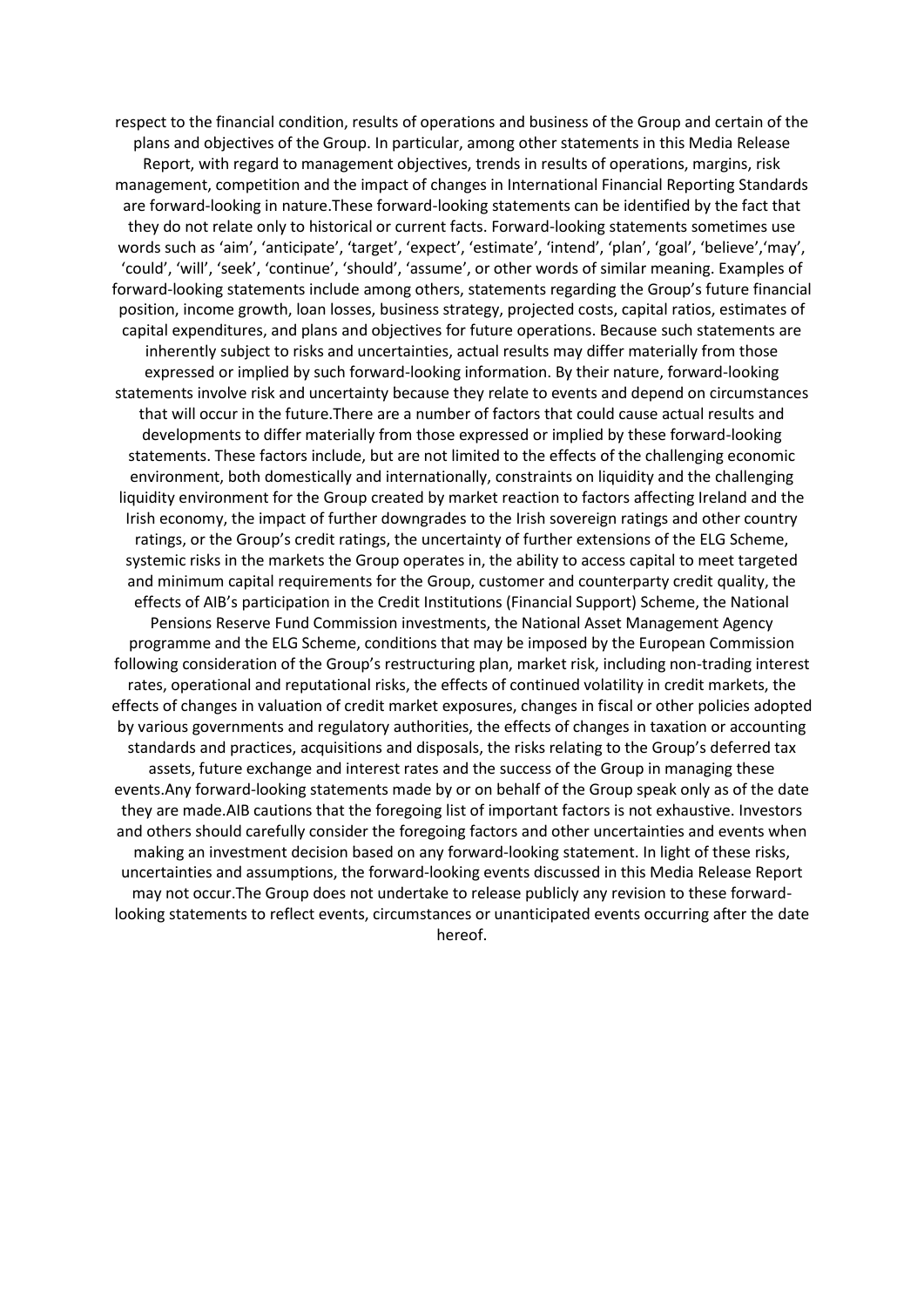respect to the financial condition, results of operations and business of the Group and certain of the plans and objectives of the Group. In particular, among other statements in this Media Release Report, with regard to management objectives, trends in results of operations, margins, risk management, competition and the impact of changes in International Financial Reporting Standards are forward-looking in nature.These forward-looking statements can be identified by the fact that they do not relate only to historical or current facts. Forward-looking statements sometimes use words such as 'aim', 'anticipate', 'target', 'expect', 'estimate', 'intend', 'plan', 'goal', 'believe','may', 'could', 'will', 'seek', 'continue', 'should', 'assume', or other words of similar meaning. Examples of forward-looking statements include among others, statements regarding the Group's future financial position, income growth, loan losses, business strategy, projected costs, capital ratios, estimates of capital expenditures, and plans and objectives for future operations. Because such statements are inherently subject to risks and uncertainties, actual results may differ materially from those expressed or implied by such forward-looking information. By their nature, forward-looking statements involve risk and uncertainty because they relate to events and depend on circumstances that will occur in the future.There are a number of factors that could cause actual results and developments to differ materially from those expressed or implied by these forward-looking statements. These factors include, but are not limited to the effects of the challenging economic environment, both domestically and internationally, constraints on liquidity and the challenging liquidity environment for the Group created by market reaction to factors affecting Ireland and the Irish economy, the impact of further downgrades to the Irish sovereign ratings and other country ratings, or the Group's credit ratings, the uncertainty of further extensions of the ELG Scheme, systemic risks in the markets the Group operates in, the ability to access capital to meet targeted and minimum capital requirements for the Group, customer and counterparty credit quality, the effects of AIB's participation in the Credit Institutions (Financial Support) Scheme, the National Pensions Reserve Fund Commission investments, the National Asset Management Agency programme and the ELG Scheme, conditions that may be imposed by the European Commission following consideration of the Group's restructuring plan, market risk, including non-trading interest rates, operational and reputational risks, the effects of continued volatility in credit markets, the effects of changes in valuation of credit market exposures, changes in fiscal or other policies adopted by various governments and regulatory authorities, the effects of changes in taxation or accounting standards and practices, acquisitions and disposals, the risks relating to the Group's deferred tax assets, future exchange and interest rates and the success of the Group in managing these events.Any forward-looking statements made by or on behalf of the Group speak only as of the date they are made.AIB cautions that the foregoing list of important factors is not exhaustive. Investors and others should carefully consider the foregoing factors and other uncertainties and events when making an investment decision based on any forward-looking statement. In light of these risks, uncertainties and assumptions, the forward-looking events discussed in this Media Release Report may not occur.The Group does not undertake to release publicly any revision to these forward-looking statements to reflect events, circumstances or unanticipated events occurring after the date hereof.